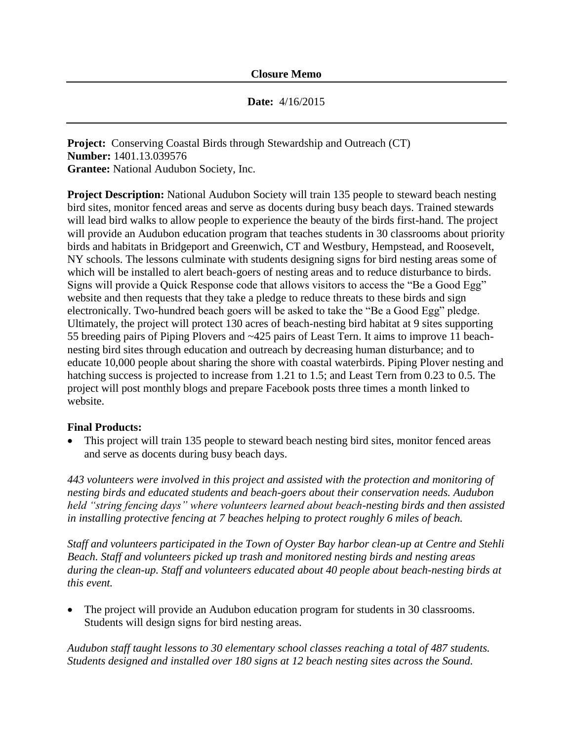**Closure Memo**

---

**Date:** 4/16/2015

---

**Project:** Conserving Coastal Birds through Stewardship and Outreach (CT)
**Number:** 1401.13.039576
**Grantee:** National Audubon Society, Inc.

**Project Description:** National Audubon Society will train 135 people to steward beach nesting bird sites, monitor fenced areas and serve as docents during busy beach days. Trained stewards will lead bird walks to allow people to experience the beauty of the birds first-hand. The project will provide an Audubon education program that teaches students in 30 classrooms about priority birds and habitats in Bridgeport and Greenwich, CT and Westbury, Hempstead, and Roosevelt, NY schools. The lessons culminate with students designing signs for bird nesting areas some of which will be installed to alert beach-goers of nesting areas and to reduce disturbance to birds. Signs will provide a Quick Response code that allows visitors to access the "Be a Good Egg" website and then requests that they take a pledge to reduce threats to these birds and sign electronically. Two-hundred beach goers will be asked to take the "Be a Good Egg" pledge. Ultimately, the project will protect 130 acres of beach-nesting bird habitat at 9 sites supporting 55 breeding pairs of Piping Plovers and ~425 pairs of Least Tern. It aims to improve 11 beach-nesting bird sites through education and outreach by decreasing human disturbance; and to educate 10,000 people about sharing the shore with coastal waterbirds. Piping Plover nesting and hatching success is projected to increase from 1.21 to 1.5; and Least Tern from 0.23 to 0.5. The project will post monthly blogs and prepare Facebook posts three times a month linked to website.

**Final Products:**

- This project will train 135 people to steward beach nesting bird sites, monitor fenced areas and serve as docents during busy beach days.

*443 volunteers were involved in this project and assisted with the protection and monitoring of nesting birds and educated students and beach-goers about their conservation needs. Audubon held "string fencing days" where volunteers learned about beach-nesting birds and then assisted in installing protective fencing at 7 beaches helping to protect roughly 6 miles of beach.*

*Staff and volunteers participated in the Town of Oyster Bay harbor clean-up at Centre and Stehli Beach. Staff and volunteers picked up trash and monitored nesting birds and nesting areas during the clean-up. Staff and volunteers educated about 40 people about beach-nesting birds at this event.*

- The project will provide an Audubon education program for students in 30 classrooms. Students will design signs for bird nesting areas.

*Audubon staff taught lessons to 30 elementary school classes reaching a total of 487 students. Students designed and installed over 180 signs at 12 beach nesting sites across the Sound.*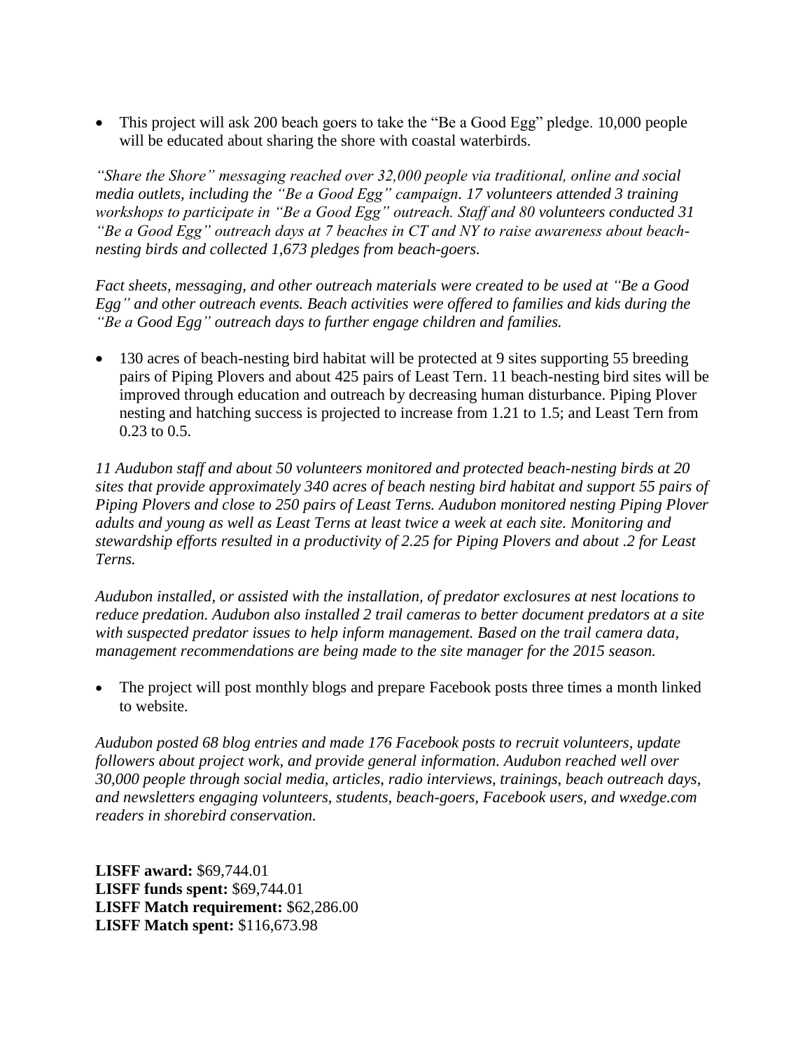- This project will ask 200 beach goers to take the "Be a Good Egg" pledge. 10,000 people will be educated about sharing the shore with coastal waterbirds.

*"Share the Shore" messaging reached over 32,000 people via traditional, online and social media outlets, including the "Be a Good Egg" campaign. 17 volunteers attended 3 training workshops to participate in "Be a Good Egg" outreach. Staff and 80 volunteers conducted 31 "Be a Good Egg" outreach days at 7 beaches in CT and NY to raise awareness about beach-nesting birds and collected 1,673 pledges from beach-goers.*

*Fact sheets, messaging, and other outreach materials were created to be used at "Be a Good Egg" and other outreach events. Beach activities were offered to families and kids during the "Be a Good Egg" outreach days to further engage children and families.*

- 130 acres of beach-nesting bird habitat will be protected at 9 sites supporting 55 breeding pairs of Piping Plovers and about 425 pairs of Least Tern. 11 beach-nesting bird sites will be improved through education and outreach by decreasing human disturbance. Piping Plover nesting and hatching success is projected to increase from 1.21 to 1.5; and Least Tern from 0.23 to 0.5.

*11 Audubon staff and about 50 volunteers monitored and protected beach-nesting birds at 20 sites that provide approximately 340 acres of beach nesting bird habitat and support 55 pairs of Piping Plovers and close to 250 pairs of Least Terns. Audubon monitored nesting Piping Plover adults and young as well as Least Terns at least twice a week at each site. Monitoring and stewardship efforts resulted in a productivity of 2.25 for Piping Plovers and about .2 for Least Terns.*

*Audubon installed, or assisted with the installation, of predator exclosures at nest locations to reduce predation. Audubon also installed 2 trail cameras to better document predators at a site with suspected predator issues to help inform management. Based on the trail camera data, management recommendations are being made to the site manager for the 2015 season.*

- The project will post monthly blogs and prepare Facebook posts three times a month linked to website.

*Audubon posted 68 blog entries and made 176 Facebook posts to recruit volunteers, update followers about project work, and provide general information. Audubon reached well over 30,000 people through social media, articles, radio interviews, trainings, beach outreach days, and newsletters engaging volunteers, students, beach-goers, Facebook users, and wxedge.com readers in shorebird conservation.*

**LISFF award:** $69,744.01
**LISFF funds spent:** $69,744.01
**LISFF Match requirement:** $62,286.00
**LISFF Match spent:** $116,673.98